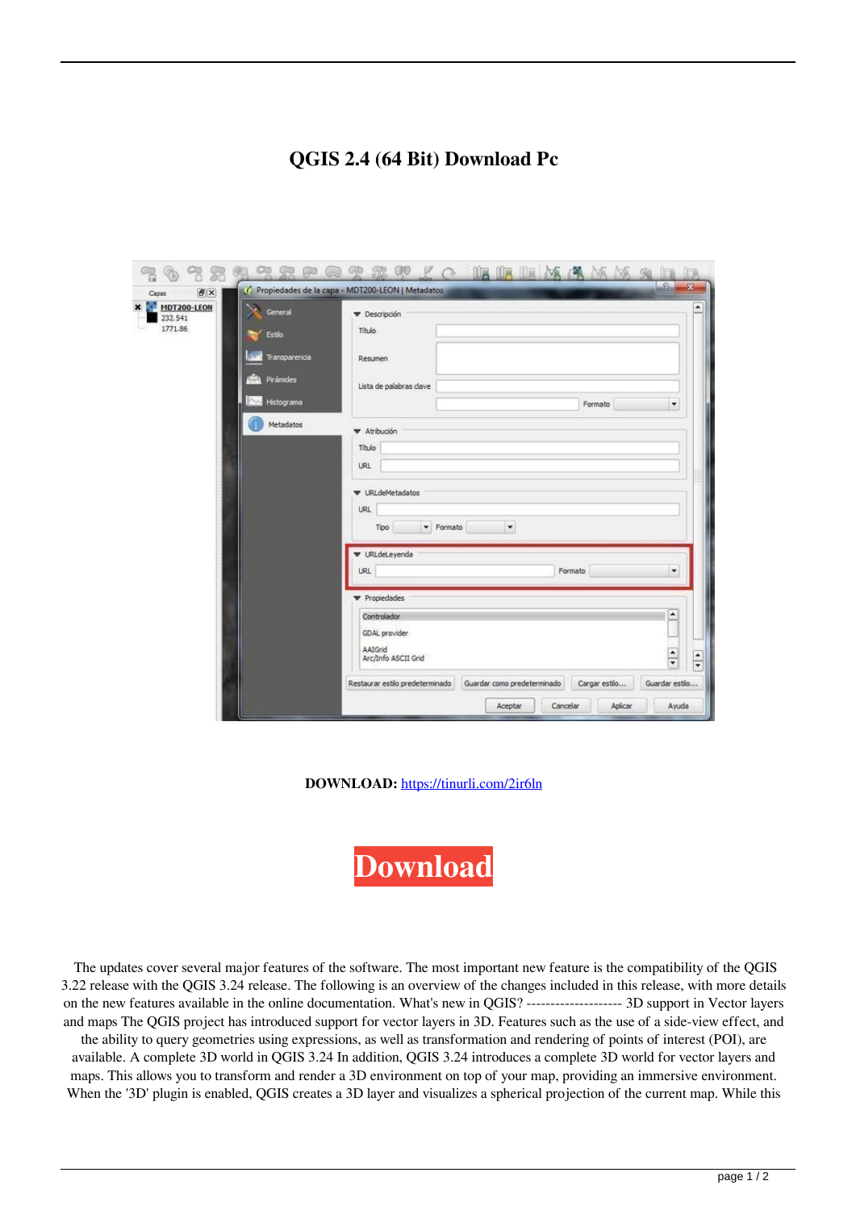# QGIS 2.4 (64 Bit) Download Pc

**DOWNLOAD:** https://tinurli.com/2ir6ln

Download

The updates cover several major features of the software. The most important new feature is the compatibility of the QGIS 3.22 release with the QGIS 3.24 release. The following is an overview of the changes included in this release, with more details on the new features available in the online documentation. What's new in QGIS? -------------------- 3D support in Vector layers and maps The QGIS project has introduced support for vector layers in 3D. Features such as the use of a side-view effect, and the ability to query geometries using expressions, as well as transformation and rendering of points of interest (POI), are available. A complete 3D world in QGIS 3.24 In addition, QGIS 3.24 introduces a complete 3D world for vector layers and maps. This allows you to transform and render a 3D environment on top of your map, providing an immersive environment. When the '3D' plugin is enabled, QGIS creates a 3D layer and visualizes a spherical projection of the current map. While this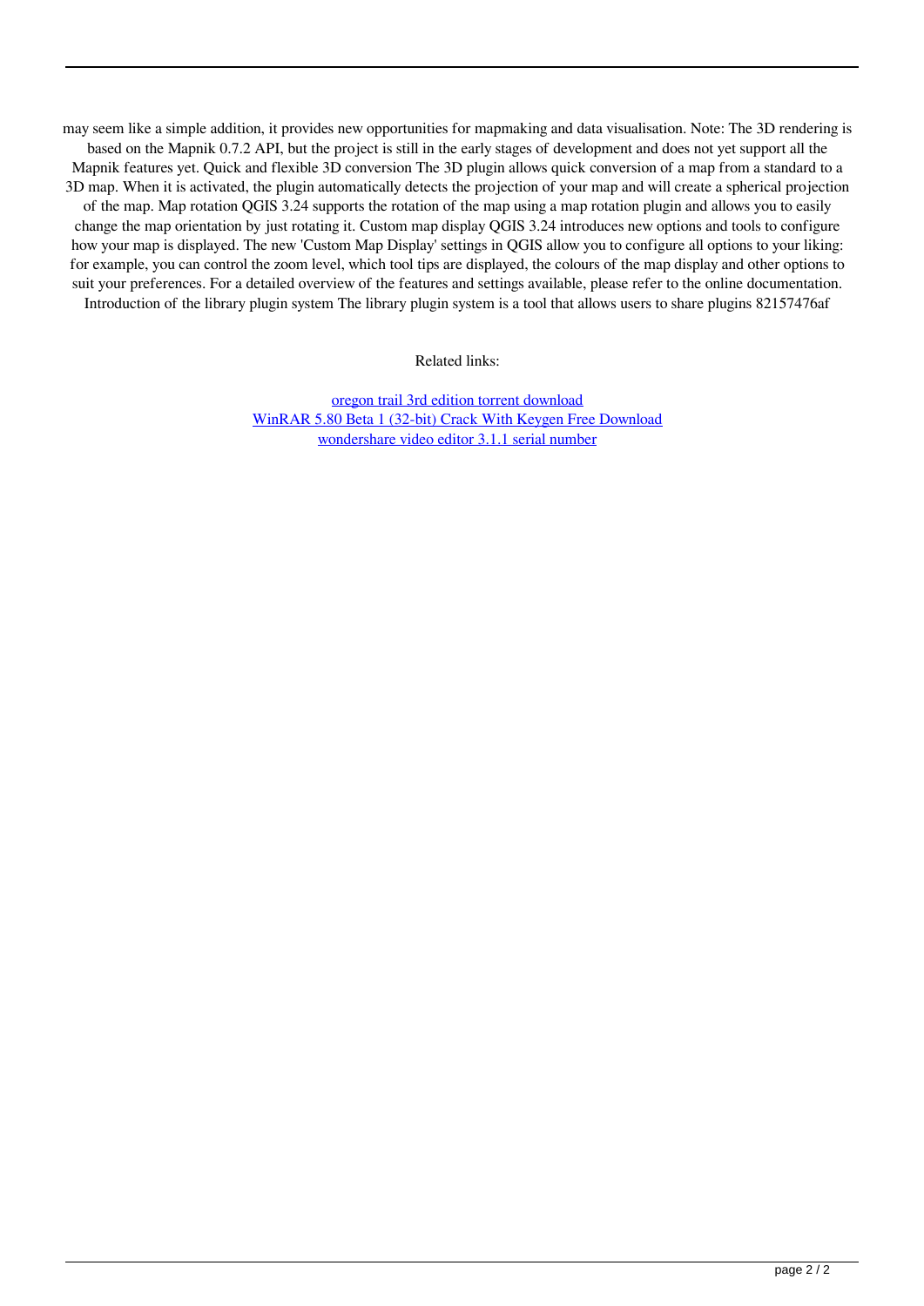may seem like a simple addition, it provides new opportunities for mapmaking and data visualisation. Note: The 3D rendering is based on the Mapnik 0.7.2 API, but the project is still in the early stages of development and does not yet support all the Mapnik features yet. Quick and flexible 3D conversion The 3D plugin allows quick conversion of a map from a standard to a 3D map. When it is activated, the plugin automatically detects the projection of your map and will create a spherical projection of the map. Map rotation QGIS 3.24 supports the rotation of the map using a map rotation plugin and allows you to easily change the map orientation by just rotating it. Custom map display QGIS 3.24 introduces new options and tools to configure how your map is displayed. The new 'Custom Map Display' settings in QGIS allow you to configure all options to your liking: for example, you can control the zoom level, which tool tips are displayed, the colours of the map display and other options to suit your preferences. For a detailed overview of the features and settings available, please refer to the online documentation. Introduction of the library plugin system The library plugin system is a tool that allows users to share plugins 82157476af

Related links:

oregon trail 3rd edition torrent download
WinRAR 5.80 Beta 1 (32-bit) Crack With Keygen Free Download
wondershare video editor 3.1.1 serial number